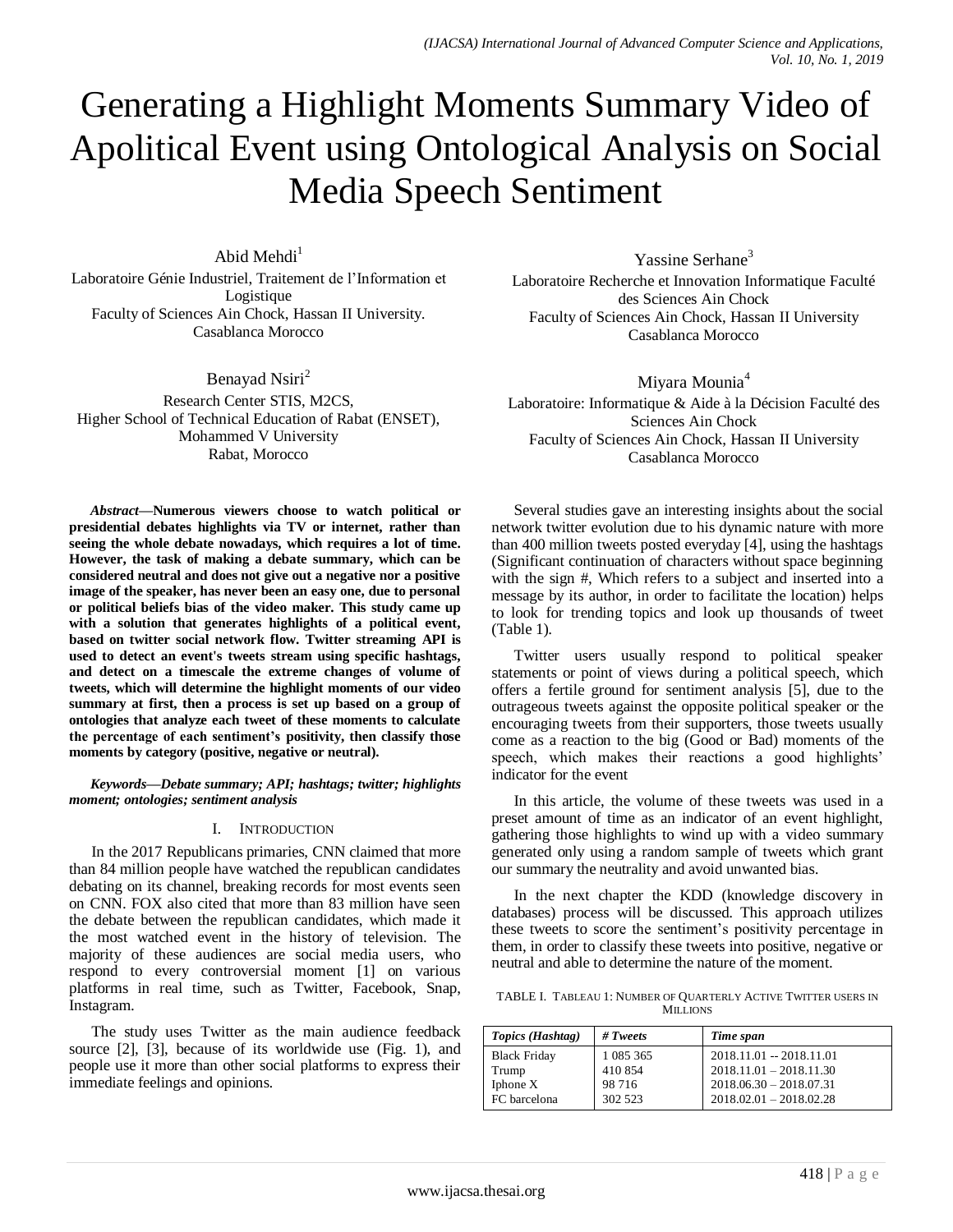# Generating a Highlight Moments Summary Video of Apolitical Event using Ontological Analysis on Social Media Speech Sentiment

Abid Mehdi[1]
Laboratoire Génie Industriel, Traitement de l'Information et Logistique
Faculty of Sciences Ain Chock, Hassan II University.
Casablanca Morocco

Benayad Nsiri[2]
Research Center STIS, M2CS,
Higher School of Technical Education of Rabat (ENSET),
Mohammed V University
Rabat, Morocco

Yassine Serhane[3]
Laboratoire Recherche et Innovation Informatique Faculté des Sciences Ain Chock
Faculty of Sciences Ain Chock, Hassan II University
Casablanca Morocco

Miyara Mounia[4]
Laboratoire: Informatique & Aide à la Décision Faculté des Sciences Ain Chock
Faculty of Sciences Ain Chock, Hassan II University
Casablanca Morocco

***Abstract*—Numerous viewers choose to watch political or presidential debates highlights via TV or internet, rather than seeing the whole debate nowadays, which requires a lot of time. However, the task of making a debate summary, which can be considered neutral and does not give out a negative nor a positive image of the speaker, has never been an easy one, due to personal or political beliefs bias of the video maker. This study came up with a solution that generates highlights of a political event, based on twitter social network flow. Twitter streaming API is used to detect an event's tweets stream using specific hashtags, and detect on a timescale the extreme changes of volume of tweets, which will determine the highlight moments of our video summary at first, then a process is set up based on a group of ontologies that analyze each tweet of these moments to calculate the percentage of each sentiment's positivity, then classify those moments by category (positive, negative or neutral).**

***Keywords*—Debate summary; API; hashtags; twitter; highlights moment; ontologies; sentiment analysis**

## I. Introduction

In the 2017 Republicans primaries, CNN claimed that more than 84 million people have watched the republican candidates debating on its channel, breaking records for most events seen on CNN. FOX also cited that more than 83 million have seen the debate between the republican candidates, which made it the most watched event in the history of television. The majority of these audiences are social media users, who respond to every controversial moment [1] on various platforms in real time, such as Twitter, Facebook, Snap, Instagram.

The study uses Twitter as the main audience feedback source [2], [3], because of its worldwide use (Fig. 1), and people use it more than other social platforms to express their immediate feelings and opinions.

Several studies gave an interesting insights about the social network twitter evolution due to his dynamic nature with more than 400 million tweets posted everyday [4], using the hashtags (Significant continuation of characters without space beginning with the sign #, Which refers to a subject and inserted into a message by its author, in order to facilitate the location) helps to look for trending topics and look up thousands of tweet (Table 1).

Twitter users usually respond to political speaker statements or point of views during a political speech, which offers a fertile ground for sentiment analysis [5], due to the outrageous tweets against the opposite political speaker or the encouraging tweets from their supporters, those tweets usually come as a reaction to the big (Good or Bad) moments of the speech, which makes their reactions a good highlights' indicator for the event

In this article, the volume of these tweets was used in a preset amount of time as an indicator of an event highlight, gathering those highlights to wind up with a video summary generated only using a random sample of tweets which grant our summary the neutrality and avoid unwanted bias.

In the next chapter the KDD (knowledge discovery in databases) process will be discussed. This approach utilizes these tweets to score the sentiment's positivity percentage in them, in order to classify these tweets into positive, negative or neutral and able to determine the nature of the moment.

TABLE I. Tableau 1: Number of Quarterly Active Twitter users in Millions

| *Topics (Hashtag)* | *# Tweets* | *Time span* |
|---|---|---|
| Black Friday | 1 085 365 | 2018.11.01 -- 2018.11.01 |
| Trump | 410 854 | 2018.11.01 – 2018.11.30 |
| Iphone X | 98 716 | 2018.06.30 – 2018.07.31 |
| FC barcelona | 302 523 | 2018.02.01 – 2018.02.28 |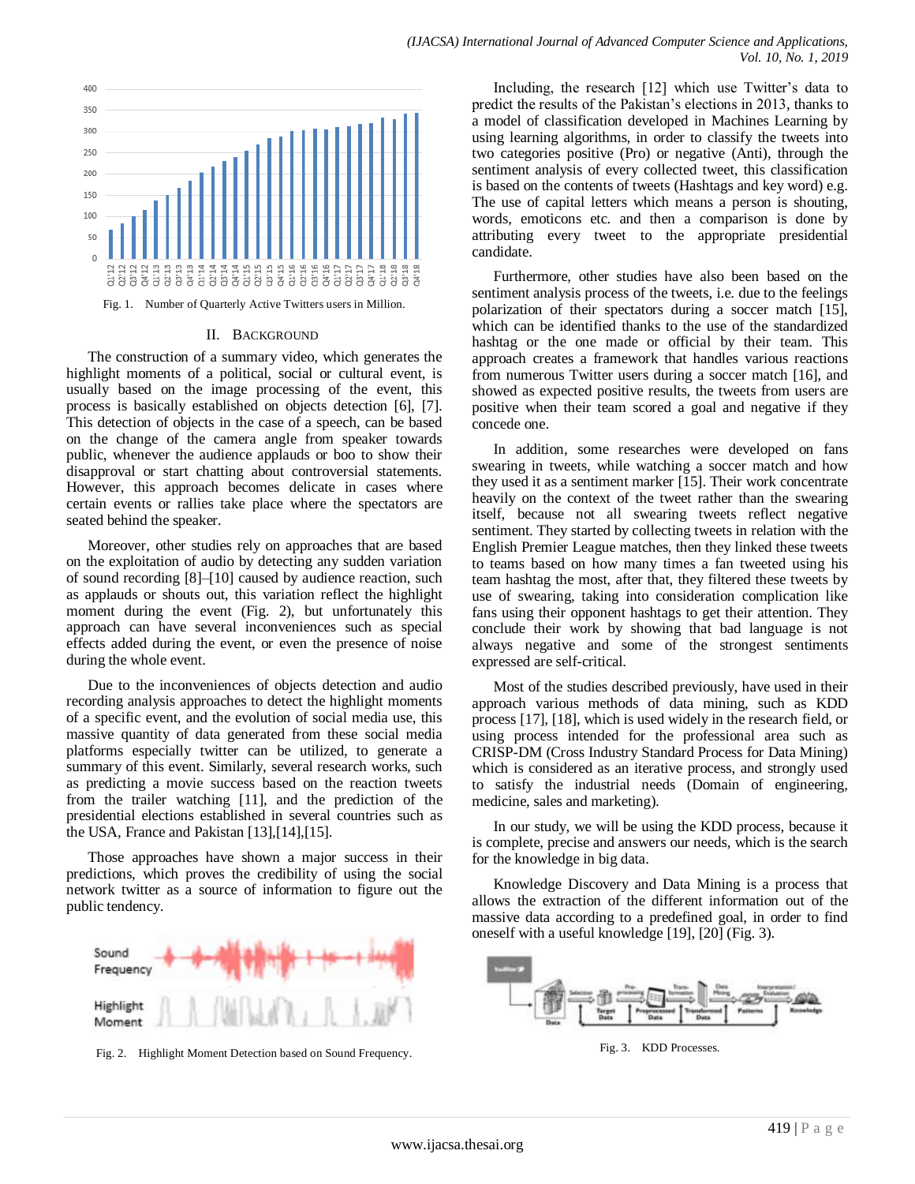Fig. 1. Number of Quarterly Active Twitters users in Million.

## II. Background

The construction of a summary video, which generates the highlight moments of a political, social or cultural event, is usually based on the image processing of the event, this process is basically established on objects detection [6], [7]. This detection of objects in the case of a speech, can be based on the change of the camera angle from speaker towards public, whenever the audience applauds or boo to show their disapproval or start chatting about controversial statements. However, this approach becomes delicate in cases where certain events or rallies take place where the spectators are seated behind the speaker.

Moreover, other studies rely on approaches that are based on the exploitation of audio by detecting any sudden variation of sound recording [8]–[10] caused by audience reaction, such as applauds or shouts out, this variation reflect the highlight moment during the event (Fig. 2), but unfortunately this approach can have several inconveniences such as special effects added during the event, or even the presence of noise during the whole event.

Due to the inconveniences of objects detection and audio recording analysis approaches to detect the highlight moments of a specific event, and the evolution of social media use, this massive quantity of data generated from these social media platforms especially twitter can be utilized, to generate a summary of this event. Similarly, several research works, such as predicting a movie success based on the reaction tweets from the trailer watching [11], and the prediction of the presidential elections established in several countries such as the USA, France and Pakistan [13],[14],[15].

Those approaches have shown a major success in their predictions, which proves the credibility of using the social network twitter as a source of information to figure out the public tendency.

Fig. 2. Highlight Moment Detection based on Sound Frequency.

Including, the research [12] which use Twitter's data to predict the results of the Pakistan's elections in 2013, thanks to a model of classification developed in Machines Learning by using learning algorithms, in order to classify the tweets into two categories positive (Pro) or negative (Anti), through the sentiment analysis of every collected tweet, this classification is based on the contents of tweets (Hashtags and key word) e.g. The use of capital letters which means a person is shouting, words, emoticons etc. and then a comparison is done by attributing every tweet to the appropriate presidential candidate.

Furthermore, other studies have also been based on the sentiment analysis process of the tweets, i.e. due to the feelings polarization of their spectators during a soccer match [15], which can be identified thanks to the use of the standardized hashtag or the one made or official by their team. This approach creates a framework that handles various reactions from numerous Twitter users during a soccer match [16], and showed as expected positive results, the tweets from users are positive when their team scored a goal and negative if they concede one.

In addition, some researches were developed on fans swearing in tweets, while watching a soccer match and how they used it as a sentiment marker [15]. Their work concentrate heavily on the context of the tweet rather than the swearing itself, because not all swearing tweets reflect negative sentiment. They started by collecting tweets in relation with the English Premier League matches, then they linked these tweets to teams based on how many times a fan tweeted using his team hashtag the most, after that, they filtered these tweets by use of swearing, taking into consideration complication like fans using their opponent hashtags to get their attention. They conclude their work by showing that bad language is not always negative and some of the strongest sentiments expressed are self-critical.

Most of the studies described previously, have used in their approach various methods of data mining, such as KDD process [17], [18], which is used widely in the research field, or using process intended for the professional area such as CRISP-DM (Cross Industry Standard Process for Data Mining) which is considered as an iterative process, and strongly used to satisfy the industrial needs (Domain of engineering, medicine, sales and marketing).

In our study, we will be using the KDD process, because it is complete, precise and answers our needs, which is the search for the knowledge in big data.

Knowledge Discovery and Data Mining is a process that allows the extraction of the different information out of the massive data according to a predefined goal, in order to find oneself with a useful knowledge [19], [20] (Fig. 3).

Fig. 3. KDD Processes.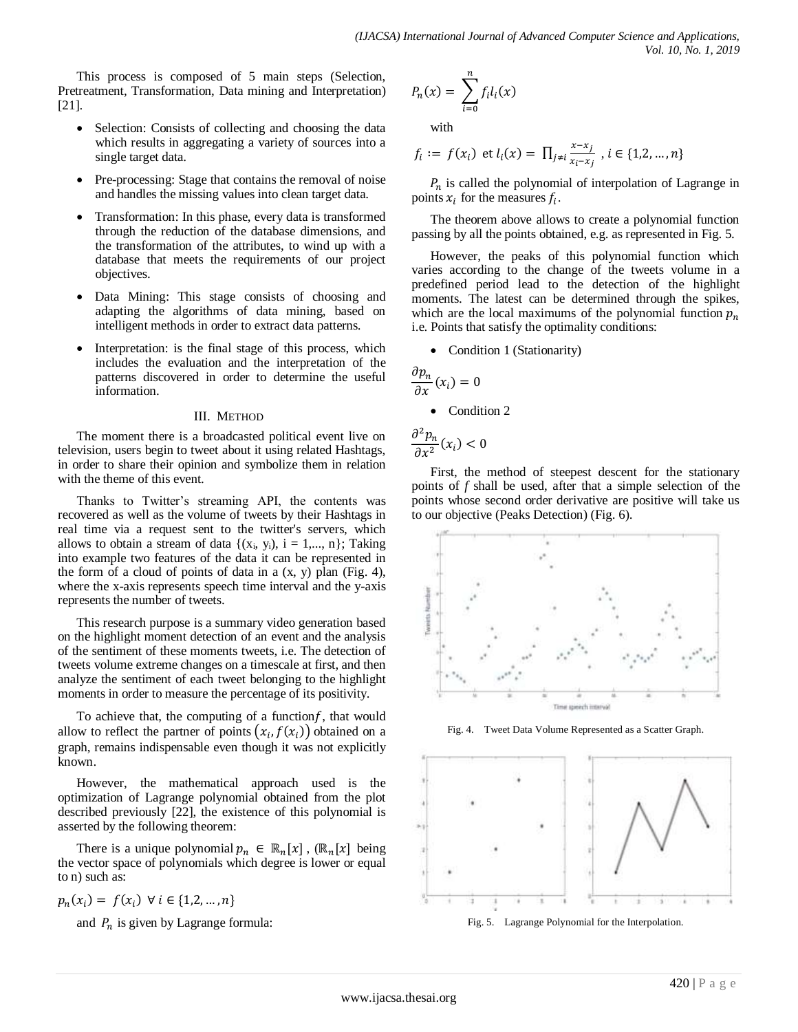This process is composed of 5 main steps (Selection, Pretreatment, Transformation, Data mining and Interpretation) [21].

- Selection: Consists of collecting and choosing the data which results in aggregating a variety of sources into a single target data.
- Pre-processing: Stage that contains the removal of noise and handles the missing values into clean target data.
- Transformation: In this phase, every data is transformed through the reduction of the database dimensions, and the transformation of the attributes, to wind up with a database that meets the requirements of our project objectives.
- Data Mining: This stage consists of choosing and adapting the algorithms of data mining, based on intelligent methods in order to extract data patterns.
- Interpretation: is the final stage of this process, which includes the evaluation and the interpretation of the patterns discovered in order to determine the useful information.

## III. Method

The moment there is a broadcasted political event live on television, users begin to tweet about it using related Hashtags, in order to share their opinion and symbolize them in relation with the theme of this event.

Thanks to Twitter's streaming API, the contents was recovered as well as the volume of tweets by their Hashtags in real time via a request sent to the twitter's servers, which allows to obtain a stream of data $\{(x_i, y_i), i = 1,..., n\}$; Taking into example two features of the data it can be represented in the form of a cloud of points of data in a (x, y) plan (Fig. 4), where the x-axis represents speech time interval and the y-axis represents the number of tweets.

This research purpose is a summary video generation based on the highlight moment detection of an event and the analysis of the sentiment of these moments tweets, i.e. The detection of tweets volume extreme changes on a timescale at first, and then analyze the sentiment of each tweet belonging to the highlight moments in order to measure the percentage of its positivity.

To achieve that, the computing of a function $f$, that would allow to reflect the partner of points $(x_i, f(x_i))$ obtained on a graph, remains indispensable even though it was not explicitly known.

However, the mathematical approach used is the optimization of Lagrange polynomial obtained from the plot described previously [22], the existence of this polynomial is asserted by the following theorem:

There is a unique polynomial $p_n \in \mathbb{R}_n[x]$ , ($\mathbb{R}_n[x]$ being the vector space of polynomials which degree is lower or equal to n) such as:

$$p_n(x_i) = f(x_i) \;\; \forall\, i \in \{1,2,\dots,n\}$$

and $P_n$ is given by Lagrange formula:

$$P_n(x) = \sum_{i=0}^{n} f_i l_i(x)$$

with

$$f_i := f(x_i) \text{ et } l_i(x) = \prod_{j \neq i} \frac{x - x_j}{x_i - x_j} \;, i \in \{1,2,\dots,n\}$$

$P_n$ is called the polynomial of interpolation of Lagrange in points $x_i$ for the measures $f_i$.

The theorem above allows to create a polynomial function passing by all the points obtained, e.g. as represented in Fig. 5.

However, the peaks of this polynomial function which varies according to the change of the tweets volume in a predefined period lead to the detection of the highlight moments. The latest can be determined through the spikes, which are the local maximums of the polynomial function $p_n$ i.e. Points that satisfy the optimality conditions:

- Condition 1 (Stationarity)

$$\frac{\partial p_n}{\partial x}(x_i) = 0$$

- Condition 2

$$\frac{\partial^2 p_n}{\partial x^2}(x_i) < 0$$

First, the method of steepest descent for the stationary points of $f$ shall be used, after that a simple selection of the points whose second order derivative are positive will take us to our objective (Peaks Detection) (Fig. 6).

Fig. 4. Tweet Data Volume Represented as a Scatter Graph.

Fig. 5. Lagrange Polynomial for the Interpolation.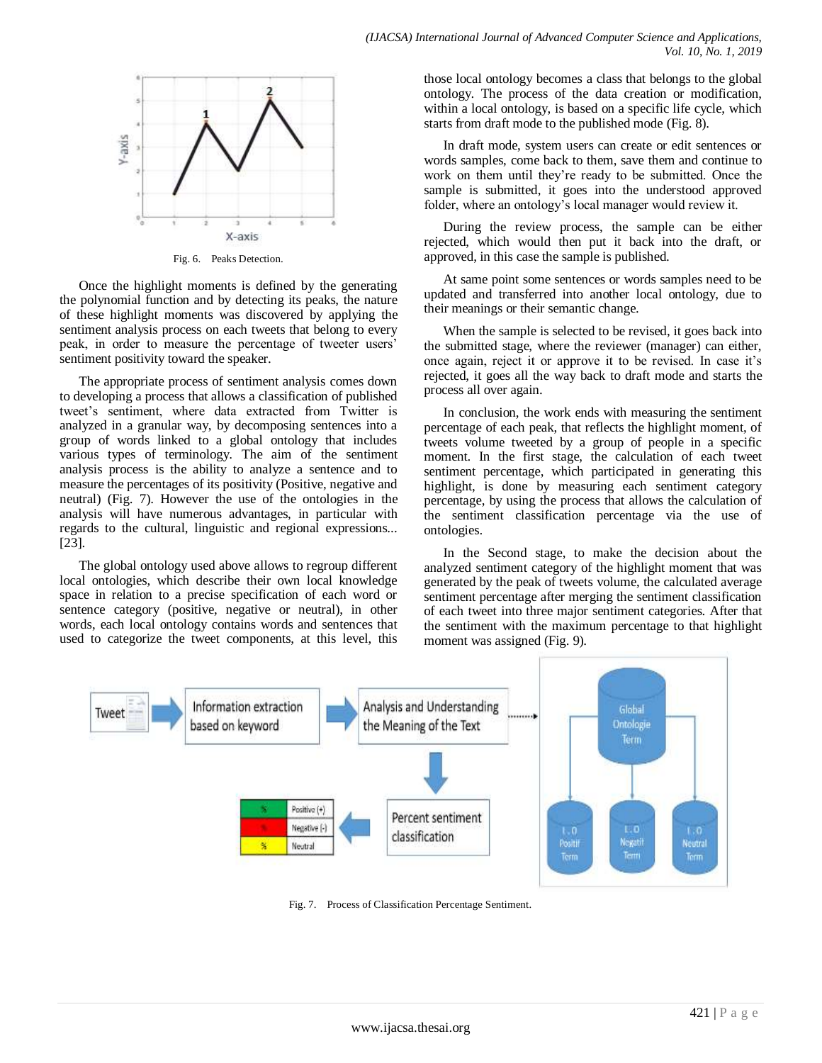Fig. 6. Peaks Detection.

Once the highlight moments is defined by the generating the polynomial function and by detecting its peaks, the nature of these highlight moments was discovered by applying the sentiment analysis process on each tweets that belong to every peak, in order to measure the percentage of tweeter users' sentiment positivity toward the speaker.

The appropriate process of sentiment analysis comes down to developing a process that allows a classification of published tweet's sentiment, where data extracted from Twitter is analyzed in a granular way, by decomposing sentences into a group of words linked to a global ontology that includes various types of terminology. The aim of the sentiment analysis process is the ability to analyze a sentence and to measure the percentages of its positivity (Positive, negative and neutral) (Fig. 7). However the use of the ontologies in the analysis will have numerous advantages, in particular with regards to the cultural, linguistic and regional expressions... [23].

The global ontology used above allows to regroup different local ontologies, which describe their own local knowledge space in relation to a precise specification of each word or sentence category (positive, negative or neutral), in other words, each local ontology contains words and sentences that used to categorize the tweet components, at this level, this those local ontology becomes a class that belongs to the global ontology. The process of the data creation or modification, within a local ontology, is based on a specific life cycle, which starts from draft mode to the published mode (Fig. 8).

In draft mode, system users can create or edit sentences or words samples, come back to them, save them and continue to work on them until they're ready to be submitted. Once the sample is submitted, it goes into the understood approved folder, where an ontology's local manager would review it.

During the review process, the sample can be either rejected, which would then put it back into the draft, or approved, in this case the sample is published.

At same point some sentences or words samples need to be updated and transferred into another local ontology, due to their meanings or their semantic change.

When the sample is selected to be revised, it goes back into the submitted stage, where the reviewer (manager) can either, once again, reject it or approve it to be revised. In case it's rejected, it goes all the way back to draft mode and starts the process all over again.

In conclusion, the work ends with measuring the sentiment percentage of each peak, that reflects the highlight moment, of tweets volume tweeted by a group of people in a specific moment. In the first stage, the calculation of each tweet sentiment percentage, which participated in generating this highlight, is done by measuring each sentiment category percentage, by using the process that allows the calculation of the sentiment classification percentage via the use of ontologies.

In the Second stage, to make the decision about the analyzed sentiment category of the highlight moment that was generated by the peak of tweets volume, the calculated average sentiment percentage after merging the sentiment classification of each tweet into three major sentiment categories. After that the sentiment with the maximum percentage to that highlight moment was assigned (Fig. 9).

Fig. 7. Process of Classification Percentage Sentiment.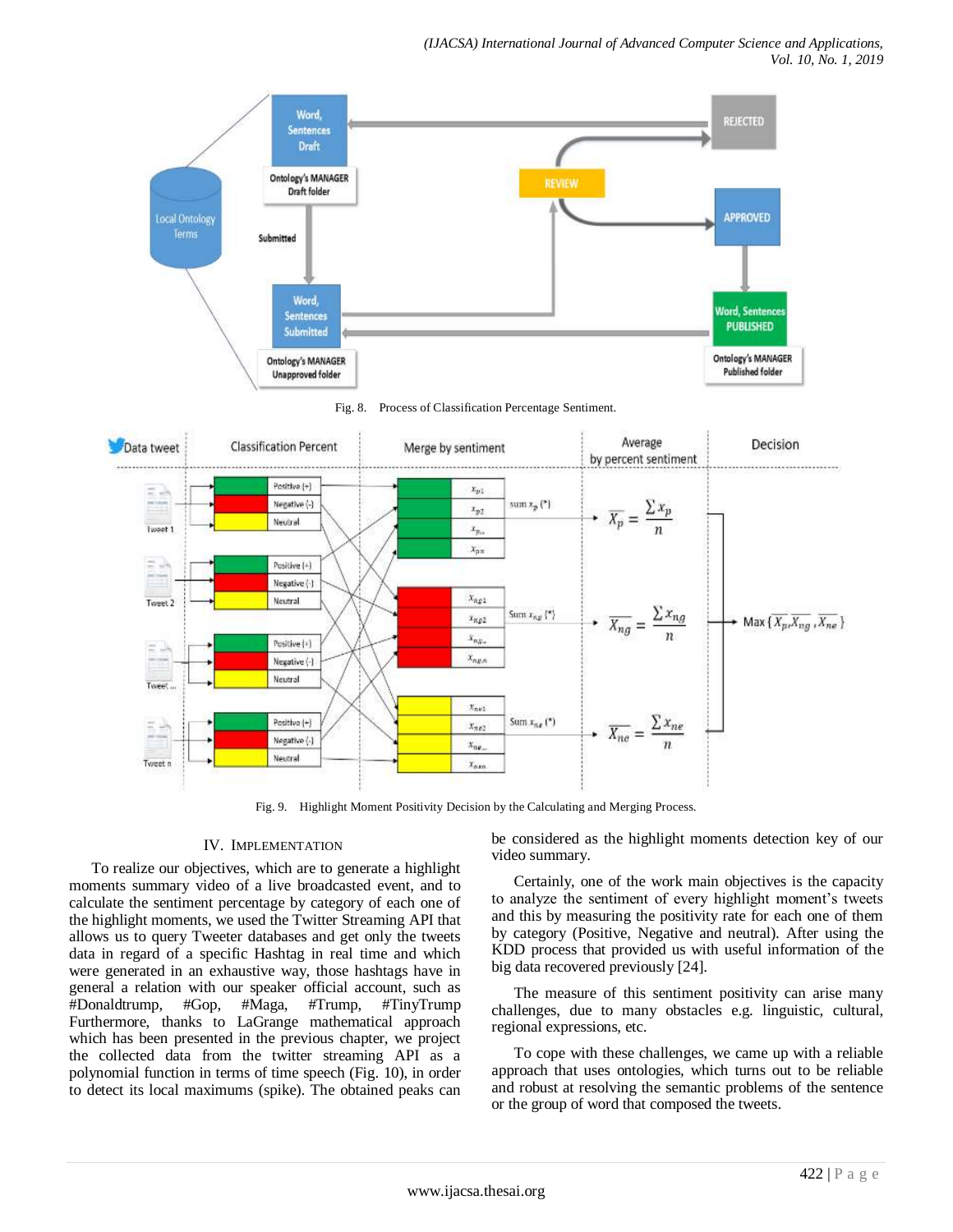Fig. 8. Process of Classification Percentage Sentiment.

Fig. 9. Highlight Moment Positivity Decision by the Calculating and Merging Process.

## IV. Implementation

To realize our objectives, which are to generate a highlight moments summary video of a live broadcasted event, and to calculate the sentiment percentage by category of each one of the highlight moments, we used the Twitter Streaming API that allows us to query Tweeter databases and get only the tweets data in regard of a specific Hashtag in real time and which were generated in an exhaustive way, those hashtags have in general a relation with our speaker official account, such as #Donaldtrump, #Gop, #Maga, #Trump, #TinyTrump Furthermore, thanks to LaGrange mathematical approach which has been presented in the previous chapter, we project the collected data from the twitter streaming API as a polynomial function in terms of time speech (Fig. 10), in order to detect its local maximums (spike). The obtained peaks can be considered as the highlight moments detection key of our video summary.

Certainly, one of the work main objectives is the capacity to analyze the sentiment of every highlight moment's tweets and this by measuring the positivity rate for each one of them by category (Positive, Negative and neutral). After using the KDD process that provided us with useful information of the big data recovered previously [24].

The measure of this sentiment positivity can arise many challenges, due to many obstacles e.g. linguistic, cultural, regional expressions, etc.

To cope with these challenges, we came up with a reliable approach that uses ontologies, which turns out to be reliable and robust at resolving the semantic problems of the sentence or the group of word that composed the tweets.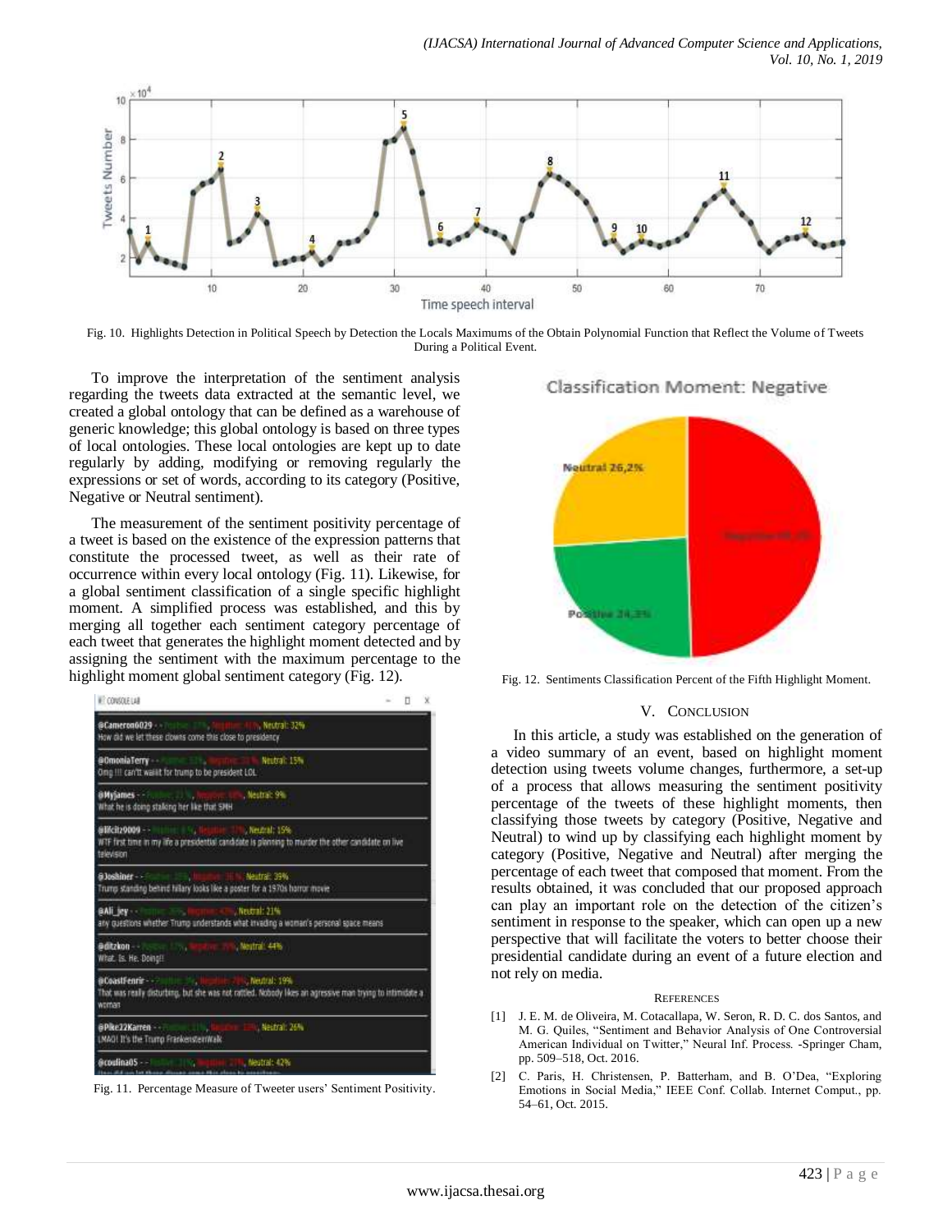Fig. 10. Highlights Detection in Political Speech by Detection the Locals Maximums of the Obtain Polynomial Function that Reflect the Volume of Tweets During a Political Event.

To improve the interpretation of the sentiment analysis regarding the tweets data extracted at the semantic level, we created a global ontology that can be defined as a warehouse of generic knowledge; this global ontology is based on three types of local ontologies. These local ontologies are kept up to date regularly by adding, modifying or removing regularly the expressions or set of words, according to its category (Positive, Negative or Neutral sentiment).

The measurement of the sentiment positivity percentage of a tweet is based on the existence of the expression patterns that constitute the processed tweet, as well as their rate of occurrence within every local ontology (Fig. 11). Likewise, for a global sentiment classification of a single specific highlight moment. A simplified process was established, and this by merging all together each sentiment category percentage of each tweet that generates the highlight moment detected and by assigning the sentiment with the maximum percentage to the highlight moment global sentiment category (Fig. 12).

Fig. 11. Percentage Measure of Tweeter users' Sentiment Positivity.

Fig. 12. Sentiments Classification Percent of the Fifth Highlight Moment.

## V. Conclusion

In this article, a study was established on the generation of a video summary of an event, based on highlight moment detection using tweets volume changes, furthermore, a set-up of a process that allows measuring the sentiment positivity percentage of the tweets of these highlight moments, then classifying those tweets by category (Positive, Negative and Neutral) to wind up by classifying each highlight moment by category (Positive, Negative and Neutral) after merging the percentage of each tweet that composed that moment. From the results obtained, it was concluded that our proposed approach can play an important role on the detection of the citizen's sentiment in response to the speaker, which can open up a new perspective that will facilitate the voters to better choose their presidential candidate during an event of a future election and not rely on media.

### References

[1] J. E. M. de Oliveira, M. Cotacallapa, W. Seron, R. D. C. dos Santos, and M. G. Quiles, "Sentiment and Behavior Analysis of One Controversial American Individual on Twitter," Neural Inf. Process. -Springer Cham, pp. 509–518, Oct. 2016.

[2] C. Paris, H. Christensen, P. Batterham, and B. O'Dea, "Exploring Emotions in Social Media," IEEE Conf. Collab. Internet Comput., pp. 54–61, Oct. 2015.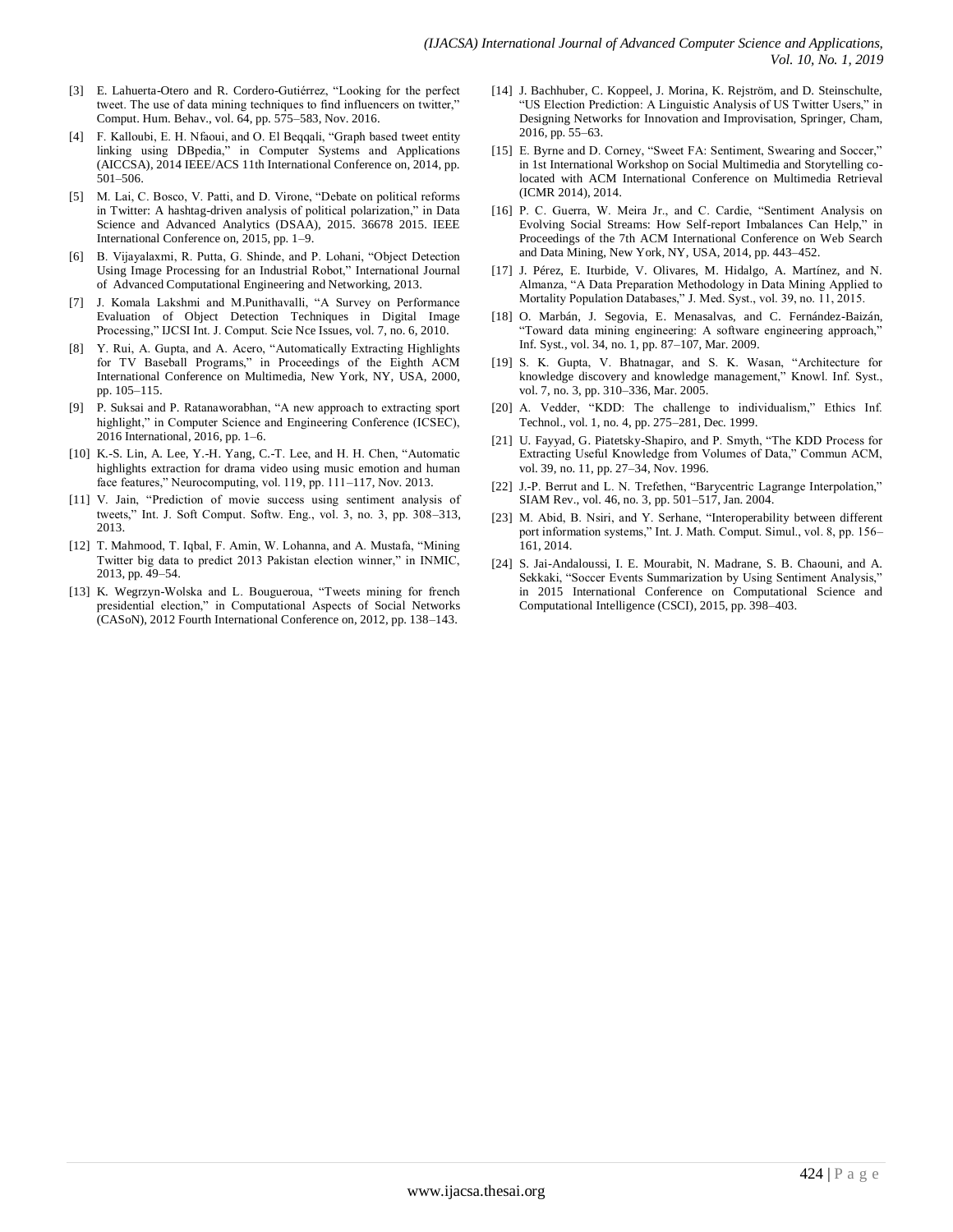[3] E. Lahuerta-Otero and R. Cordero-Gutiérrez, "Looking for the perfect tweet. The use of data mining techniques to find influencers on twitter," Comput. Hum. Behav., vol. 64, pp. 575–583, Nov. 2016.

[4] F. Kalloubi, E. H. Nfaoui, and O. El Beqqali, "Graph based tweet entity linking using DBpedia," in Computer Systems and Applications (AICCSA), 2014 IEEE/ACS 11th International Conference on, 2014, pp. 501–506.

[5] M. Lai, C. Bosco, V. Patti, and D. Virone, "Debate on political reforms in Twitter: A hashtag-driven analysis of political polarization," in Data Science and Advanced Analytics (DSAA), 2015. 36678 2015. IEEE International Conference on, 2015, pp. 1–9.

[6] B. Vijayalaxmi, R. Putta, G. Shinde, and P. Lohani, "Object Detection Using Image Processing for an Industrial Robot," International Journal of Advanced Computational Engineering and Networking, 2013.

[7] J. Komala Lakshmi and M.Punithavalli, "A Survey on Performance Evaluation of Object Detection Techniques in Digital Image Processing," IJCSI Int. J. Comput. Scie Nce Issues, vol. 7, no. 6, 2010.

[8] Y. Rui, A. Gupta, and A. Acero, "Automatically Extracting Highlights for TV Baseball Programs," in Proceedings of the Eighth ACM International Conference on Multimedia, New York, NY, USA, 2000, pp. 105–115.

[9] P. Suksai and P. Ratanaworabhan, "A new approach to extracting sport highlight," in Computer Science and Engineering Conference (ICSEC), 2016 International, 2016, pp. 1–6.

[10] K.-S. Lin, A. Lee, Y.-H. Yang, C.-T. Lee, and H. H. Chen, "Automatic highlights extraction for drama video using music emotion and human face features," Neurocomputing, vol. 119, pp. 111–117, Nov. 2013.

[11] V. Jain, "Prediction of movie success using sentiment analysis of tweets," Int. J. Soft Comput. Softw. Eng., vol. 3, no. 3, pp. 308–313, 2013.

[12] T. Mahmood, T. Iqbal, F. Amin, W. Lohanna, and A. Mustafa, "Mining Twitter big data to predict 2013 Pakistan election winner," in INMIC, 2013, pp. 49–54.

[13] K. Wegrzyn-Wolska and L. Bougueroua, "Tweets mining for french presidential election," in Computational Aspects of Social Networks (CASoN), 2012 Fourth International Conference on, 2012, pp. 138–143.

[14] J. Bachhuber, C. Koppeel, J. Morina, K. Rejström, and D. Steinschulte, "US Election Prediction: A Linguistic Analysis of US Twitter Users," in Designing Networks for Innovation and Improvisation, Springer, Cham, 2016, pp. 55–63.

[15] E. Byrne and D. Corney, "Sweet FA: Sentiment, Swearing and Soccer," in 1st International Workshop on Social Multimedia and Storytelling co-located with ACM International Conference on Multimedia Retrieval (ICMR 2014), 2014.

[16] P. C. Guerra, W. Meira Jr., and C. Cardie, "Sentiment Analysis on Evolving Social Streams: How Self-report Imbalances Can Help," in Proceedings of the 7th ACM International Conference on Web Search and Data Mining, New York, NY, USA, 2014, pp. 443–452.

[17] J. Pérez, E. Iturbide, V. Olivares, M. Hidalgo, A. Martínez, and N. Almanza, "A Data Preparation Methodology in Data Mining Applied to Mortality Population Databases," J. Med. Syst., vol. 39, no. 11, 2015.

[18] O. Marbán, J. Segovia, E. Menasalvas, and C. Fernández-Baizán, "Toward data mining engineering: A software engineering approach," Inf. Syst., vol. 34, no. 1, pp. 87–107, Mar. 2009.

[19] S. K. Gupta, V. Bhatnagar, and S. K. Wasan, "Architecture for knowledge discovery and knowledge management," Knowl. Inf. Syst., vol. 7, no. 3, pp. 310–336, Mar. 2005.

[20] A. Vedder, "KDD: The challenge to individualism," Ethics Inf. Technol., vol. 1, no. 4, pp. 275–281, Dec. 1999.

[21] U. Fayyad, G. Piatetsky-Shapiro, and P. Smyth, "The KDD Process for Extracting Useful Knowledge from Volumes of Data," Commun ACM, vol. 39, no. 11, pp. 27–34, Nov. 1996.

[22] J.-P. Berrut and L. N. Trefethen, "Barycentric Lagrange Interpolation," SIAM Rev., vol. 46, no. 3, pp. 501–517, Jan. 2004.

[23] M. Abid, B. Nsiri, and Y. Serhane, "Interoperability between different port information systems," Int. J. Math. Comput. Simul., vol. 8, pp. 156–161, 2014.

[24] S. Jai-Andaloussi, I. E. Mourabit, N. Madrane, S. B. Chaouni, and A. Sekkaki, "Soccer Events Summarization by Using Sentiment Analysis," in 2015 International Conference on Computational Science and Computational Intelligence (CSCI), 2015, pp. 398–403.